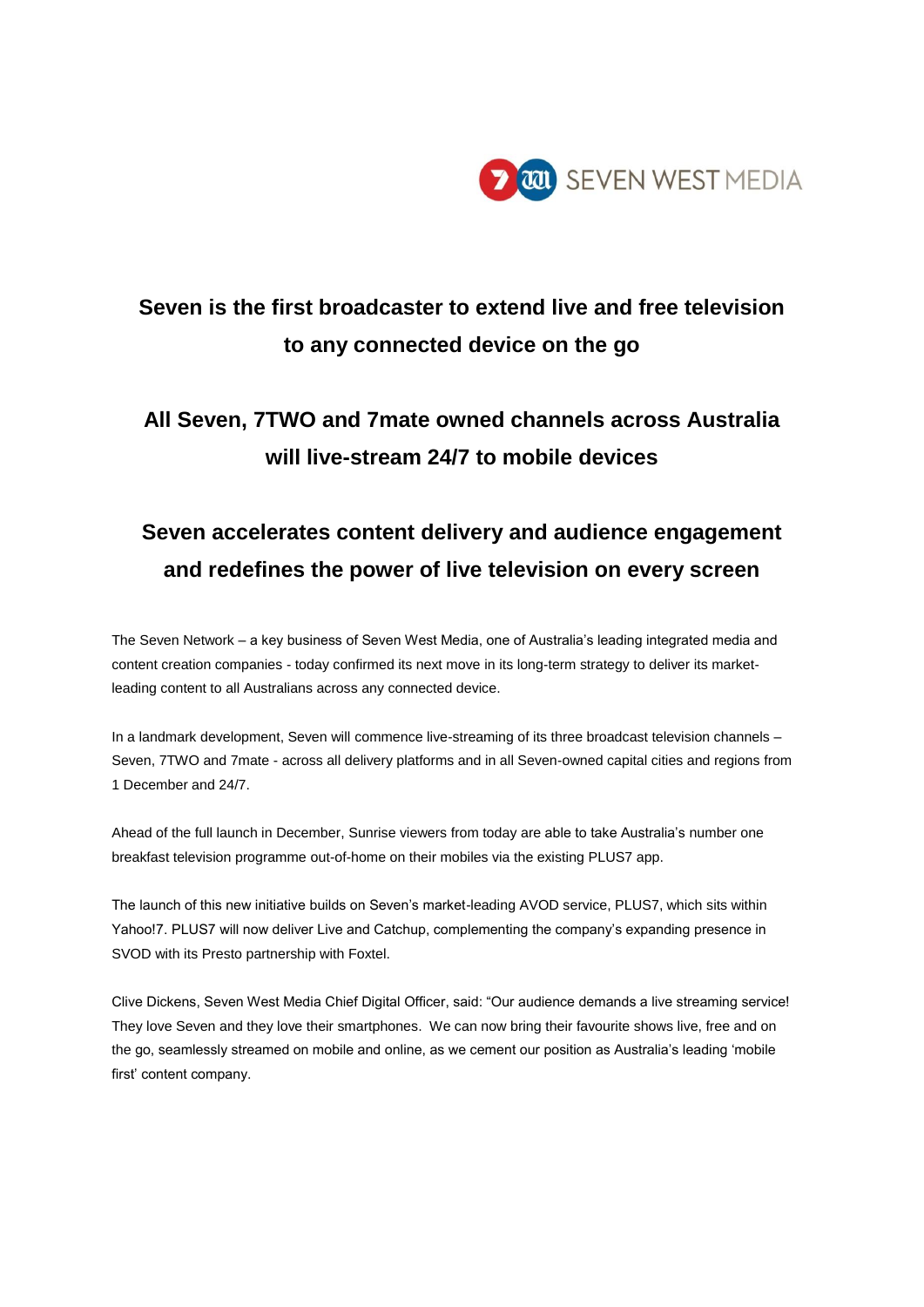SEVEN WEST MEDIA

## Seven is the first broadcaster to extend live and free television to any connected device on the go

## All Seven, 7TWO and 7mate owned channels across Australia will live-stream 24/7 to mobile devices

## Seven accelerates content delivery and audience engagement and redefines the power of live television on every screen

The Seven Network – a key business of Seven West Media, one of Australia's leading integrated media and content creation companies - today confirmed its next move in its long-term strategy to deliver its market-leading content to all Australians across any connected device.

In a landmark development, Seven will commence live-streaming of its three broadcast television channels – Seven, 7TWO and 7mate - across all delivery platforms and in all Seven-owned capital cities and regions from 1 December and 24/7.

Ahead of the full launch in December, Sunrise viewers from today are able to take Australia's number one breakfast television programme out-of-home on their mobiles via the existing PLUS7 app.

The launch of this new initiative builds on Seven's market-leading AVOD service, PLUS7, which sits within Yahoo!7. PLUS7 will now deliver Live and Catchup, complementing the company's expanding presence in SVOD with its Presto partnership with Foxtel.

Clive Dickens, Seven West Media Chief Digital Officer, said: "Our audience demands a live streaming service! They love Seven and they love their smartphones. We can now bring their favourite shows live, free and on the go, seamlessly streamed on mobile and online, as we cement our position as Australia's leading 'mobile first' content company.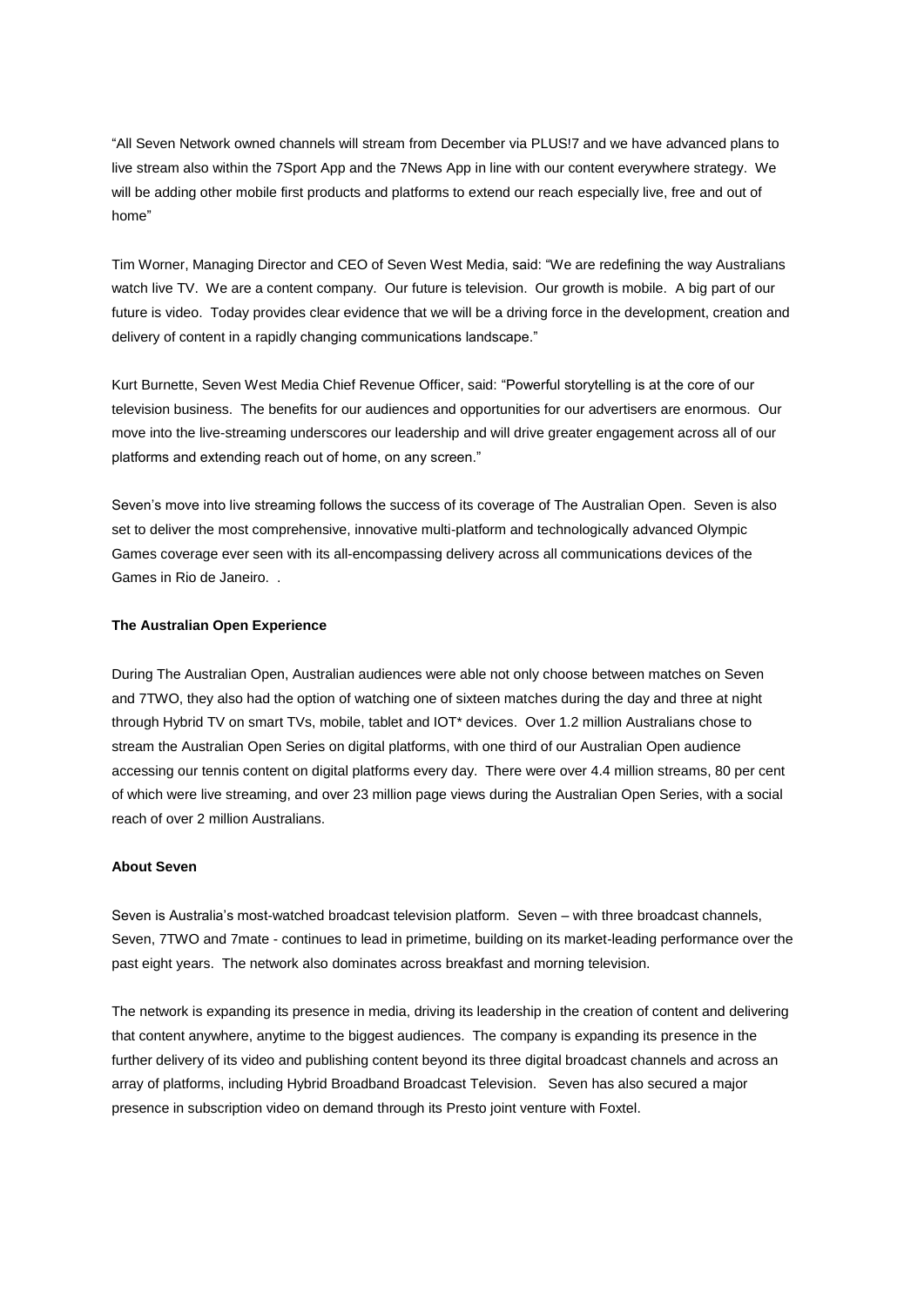"All Seven Network owned channels will stream from December via PLUS!7 and we have advanced plans to live stream also within the 7Sport App and the 7News App in line with our content everywhere strategy. We will be adding other mobile first products and platforms to extend our reach especially live, free and out of home"

Tim Worner, Managing Director and CEO of Seven West Media, said: "We are redefining the way Australians watch live TV. We are a content company. Our future is television. Our growth is mobile. A big part of our future is video. Today provides clear evidence that we will be a driving force in the development, creation and delivery of content in a rapidly changing communications landscape."

Kurt Burnette, Seven West Media Chief Revenue Officer, said: "Powerful storytelling is at the core of our television business. The benefits for our audiences and opportunities for our advertisers are enormous. Our move into the live-streaming underscores our leadership and will drive greater engagement across all of our platforms and extending reach out of home, on any screen."

Seven's move into live streaming follows the success of its coverage of The Australian Open. Seven is also set to deliver the most comprehensive, innovative multi-platform and technologically advanced Olympic Games coverage ever seen with its all-encompassing delivery across all communications devices of the Games in Rio de Janeiro. .

**The Australian Open Experience**

During The Australian Open, Australian audiences were able not only choose between matches on Seven and 7TWO, they also had the option of watching one of sixteen matches during the day and three at night through Hybrid TV on smart TVs, mobile, tablet and IOT* devices. Over 1.2 million Australians chose to stream the Australian Open Series on digital platforms, with one third of our Australian Open audience accessing our tennis content on digital platforms every day. There were over 4.4 million streams, 80 per cent of which were live streaming, and over 23 million page views during the Australian Open Series, with a social reach of over 2 million Australians.

**About Seven**

Seven is Australia's most-watched broadcast television platform. Seven – with three broadcast channels, Seven, 7TWO and 7mate - continues to lead in primetime, building on its market-leading performance over the past eight years. The network also dominates across breakfast and morning television.

The network is expanding its presence in media, driving its leadership in the creation of content and delivering that content anywhere, anytime to the biggest audiences. The company is expanding its presence in the further delivery of its video and publishing content beyond its three digital broadcast channels and across an array of platforms, including Hybrid Broadband Broadcast Television. Seven has also secured a major presence in subscription video on demand through its Presto joint venture with Foxtel.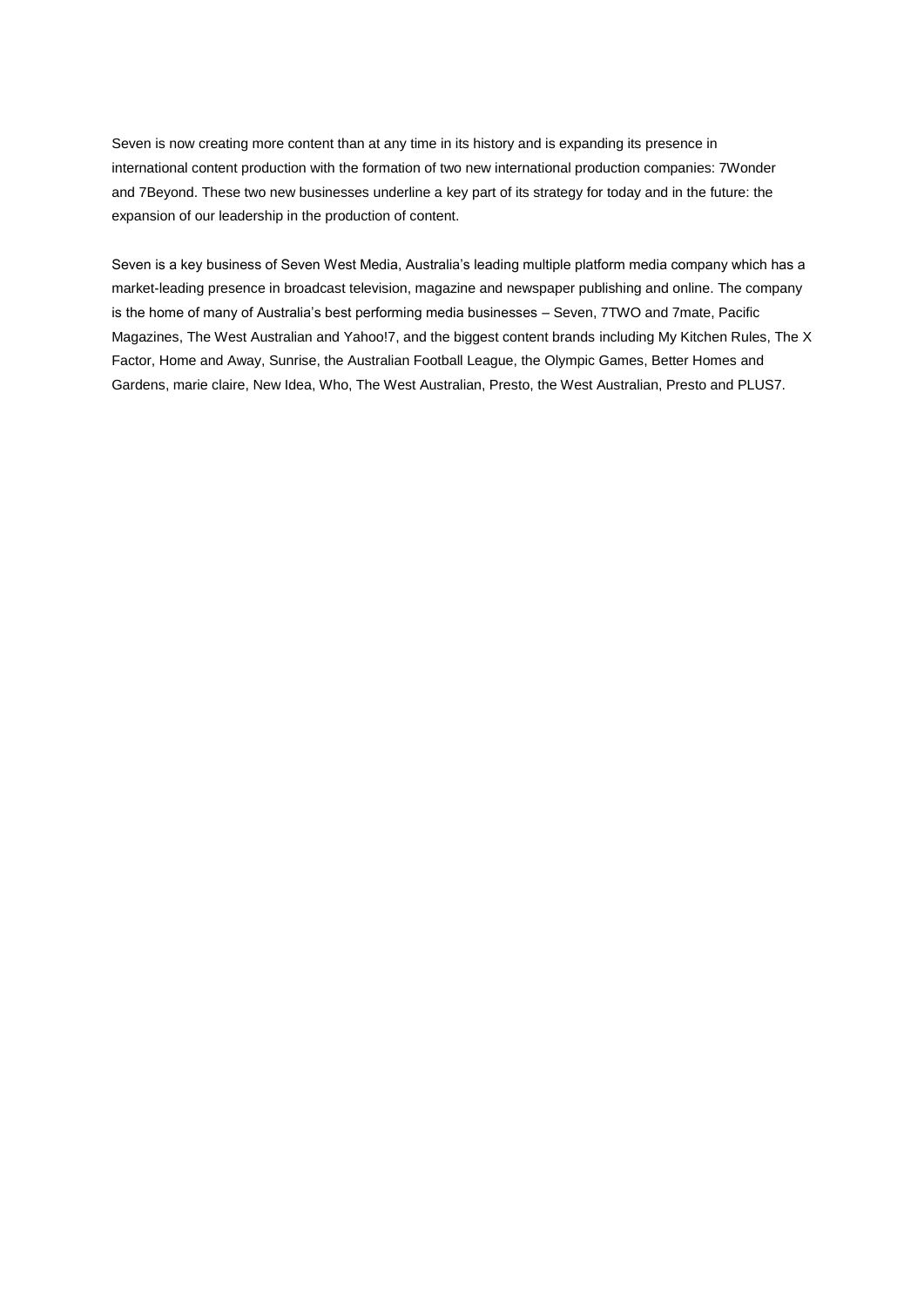Seven is now creating more content than at any time in its history and is expanding its presence in international content production with the formation of two new international production companies: 7Wonder and 7Beyond. These two new businesses underline a key part of its strategy for today and in the future: the expansion of our leadership in the production of content.

Seven is a key business of Seven West Media, Australia's leading multiple platform media company which has a market-leading presence in broadcast television, magazine and newspaper publishing and online. The company is the home of many of Australia's best performing media businesses – Seven, 7TWO and 7mate, Pacific Magazines, The West Australian and Yahoo!7, and the biggest content brands including My Kitchen Rules, The X Factor, Home and Away, Sunrise, the Australian Football League, the Olympic Games, Better Homes and Gardens, marie claire, New Idea, Who, The West Australian, Presto, the West Australian, Presto and PLUS7.